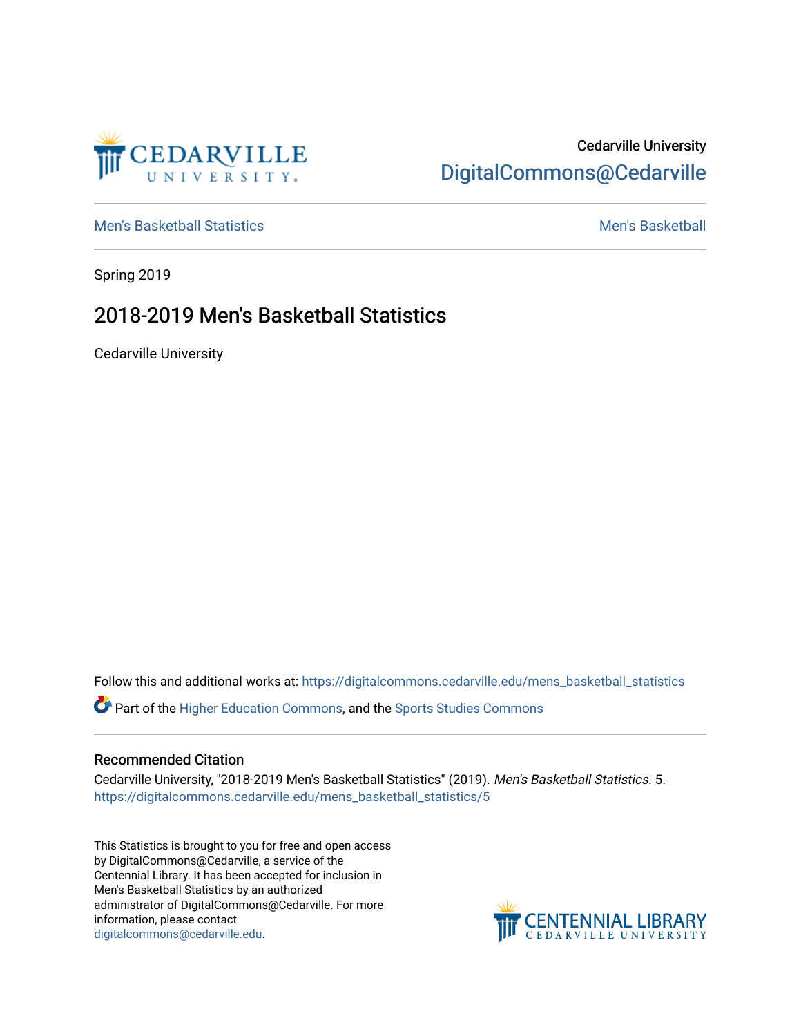Cedarville University

DigitalCommons@Cedarville

Men's Basketball Statistics

Men's Basketball

Spring 2019

# 2018-2019 Men's Basketball Statistics

Cedarville University

Follow this and additional works at: https://digitalcommons.cedarville.edu/mens_basketball_statistics

Part of the Higher Education Commons, and the Sports Studies Commons

## Recommended Citation

Cedarville University, "2018-2019 Men's Basketball Statistics" (2019). *Men's Basketball Statistics*. 5.
https://digitalcommons.cedarville.edu/mens_basketball_statistics/5

This Statistics is brought to you for free and open access by DigitalCommons@Cedarville, a service of the Centennial Library. It has been accepted for inclusion in Men's Basketball Statistics by an authorized administrator of DigitalCommons@Cedarville. For more information, please contact digitalcommons@cedarville.edu.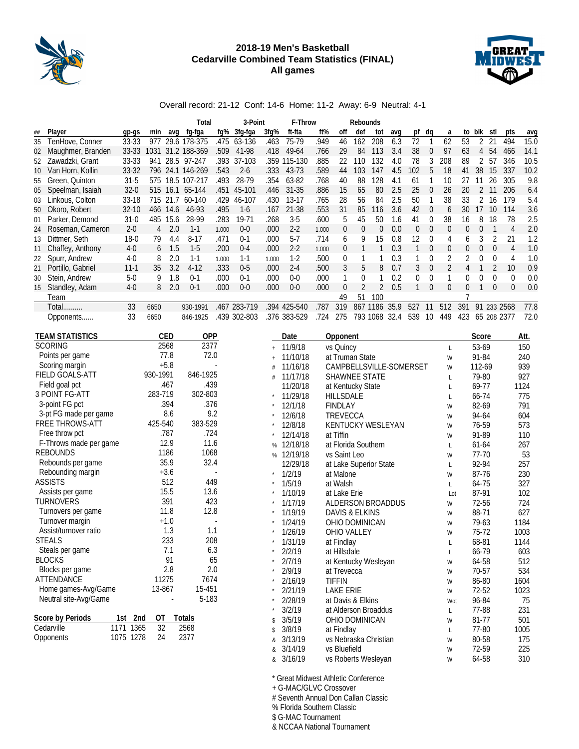# 2018-19 Men's Basketball
## Cedarville Combined Team Statistics (FINAL)
### All games

Overall record: 21-12 Conf: 14-6 Home: 11-2 Away: 6-9 Neutral: 4-1

| ## | Player | gp-gs | min | avg | Total fg-fga | fg% | 3-Point 3fg-fga | 3fg% | F-Throw ft-fta | ft% | Rebounds off | def | tot | avg | pf | dq | a | to | blk | stl | pts | avg |
|---|---|---|---|---|---|---|---|---|---|---|---|---|---|---|---|---|---|---|---|---|---|---|
| 35 | TenHove, Conner | 33-33 | 977 | 29.6 | 178-375 | .475 | 63-136 | .463 | 75-79 | .949 | 46 | 162 | 208 | 6.3 | 72 | 1 | 62 | 53 | 2 | 21 | 494 | 15.0 |
| 02 | Maughmer, Branden | 33-33 | 1031 | 31.2 | 188-369 | .509 | 41-98 | .418 | 49-64 | .766 | 29 | 84 | 113 | 3.4 | 38 | 0 | 97 | 63 | 4 | 54 | 466 | 14.1 |
| 52 | Zawadzki, Grant | 33-33 | 941 | 28.5 | 97-247 | .393 | 37-103 | .359 | 115-130 | .885 | 22 | 110 | 132 | 4.0 | 78 | 3 | 208 | 89 | 2 | 57 | 346 | 10.5 |
| 10 | Van Horn, Kollin | 33-32 | 796 | 24.1 | 146-269 | .543 | 2-6 | .333 | 43-73 | .589 | 44 | 103 | 147 | 4.5 | 102 | 5 | 18 | 41 | 38 | 15 | 337 | 10.2 |
| 55 | Green, Quinton | 31-5 | 575 | 18.5 | 107-217 | .493 | 28-79 | .354 | 63-82 | .768 | 40 | 88 | 128 | 4.1 | 61 | 1 | 10 | 27 | 11 | 26 | 305 | 9.8 |
| 05 | Speelman, Isaiah | 32-0 | 515 | 16.1 | 65-144 | .451 | 45-101 | .446 | 31-35 | .886 | 15 | 65 | 80 | 2.5 | 25 | 0 | 26 | 20 | 2 | 11 | 206 | 6.4 |
| 03 | Linkous, Colton | 33-18 | 715 | 21.7 | 60-140 | .429 | 46-107 | .430 | 13-17 | .765 | 28 | 56 | 84 | 2.5 | 50 | 1 | 38 | 33 | 2 | 16 | 179 | 5.4 |
| 50 | Okoro, Robert | 32-10 | 466 | 14.6 | 46-93 | .495 | 1-6 | .167 | 21-38 | .553 | 31 | 85 | 116 | 3.6 | 42 | 0 | 6 | 30 | 17 | 10 | 114 | 3.6 |
| 01 | Parker, Demond | 31-0 | 485 | 15.6 | 28-99 | .283 | 19-71 | .268 | 3-5 | .600 | 5 | 45 | 50 | 1.6 | 41 | 0 | 38 | 16 | 8 | 18 | 78 | 2.5 |
| 24 | Roseman, Cameron | 2-0 | 4 | 2.0 | 1-1 | 1.000 | 0-0 | .000 | 2-2 | 1.000 | 0 | 0 | 0 | 0.0 | 0 | 0 | 0 | 0 | 0 | 1 | 4 | 2.0 |
| 13 | Dittmer, Seth | 18-0 | 79 | 4.4 | 8-17 | .471 | 0-1 | .000 | 5-7 | .714 | 6 | 9 | 15 | 0.8 | 12 | 0 | 4 | 6 | 3 | 2 | 21 | 1.2 |
| 11 | Chaffey, Anthony | 4-0 | 6 | 1.5 | 1-5 | .200 | 0-4 | .000 | 2-2 | 1.000 | 0 | 1 | 1 | 0.3 | 1 | 0 | 0 | 0 | 0 | 0 | 4 | 1.0 |
| 22 | Spurr, Andrew | 4-0 | 8 | 2.0 | 1-1 | 1.000 | 1-1 | 1.000 | 1-2 | .500 | 0 | 1 | 1 | 0.3 | 1 | 0 | 2 | 2 | 0 | 0 | 4 | 1.0 |
| 21 | Portillo, Gabriel | 11-1 | 35 | 3.2 | 4-12 | .333 | 0-5 | .000 | 2-4 | .500 | 3 | 5 | 8 | 0.7 | 3 | 0 | 2 | 4 | 1 | 2 | 10 | 0.9 |
| 30 | Stein, Andrew | 5-0 | 9 | 1.8 | 0-1 | .000 | 0-1 | .000 | 0-0 | .000 | 1 | 0 | 1 | 0.2 | 0 | 0 | 1 | 0 | 0 | 0 | 0 | 0.0 |
| 15 | Standley, Adam | 4-0 | 8 | 2.0 | 0-1 | .000 | 0-0 | .000 | 0-0 | .000 | 0 | 2 | 2 | 0.5 | 1 | 0 | 0 | 0 | 1 | 0 | 0 | 0.0 |
| | Team | | | | | | | | | | 49 | 51 | 100 | | | | | 7 | | | | |
| | Total.......... | 33 | 6650 | | 930-1991 | .467 | 283-719 | .394 | 425-540 | .787 | 319 | 867 | 1186 | 35.9 | 527 | 11 | 512 | 391 | 91 | 233 | 2568 | 77.8 |
| | Opponents...... | 33 | 6650 | | 846-1925 | .439 | 302-803 | .376 | 383-529 | .724 | 275 | 793 | 1068 | 32.4 | 539 | 10 | 449 | 423 | 65 | 208 | 2377 | 72.0 |

| TEAM STATISTICS | CED | OPP |
|---|---|---|
| SCORING | 2568 | 2377 |
| Points per game | 77.8 | 72.0 |
| Scoring margin | +5.8 | - |
| FIELD GOALS-ATT | 930-1991 | 846-1925 |
| Field goal pct | .467 | .439 |
| 3 POINT FG-ATT | 283-719 | 302-803 |
| 3-point FG pct | .394 | .376 |
| 3-pt FG made per game | 8.6 | 9.2 |
| FREE THROWS-ATT | 425-540 | 383-529 |
| Free throw pct | .787 | .724 |
| F-Throws made per game | 12.9 | 11.6 |
| REBOUNDS | 1186 | 1068 |
| Rebounds per game | 35.9 | 32.4 |
| Rebounding margin | +3.6 | - |
| ASSISTS | 512 | 449 |
| Assists per game | 15.5 | 13.6 |
| TURNOVERS | 391 | 423 |
| Turnovers per game | 11.8 | 12.8 |
| Turnover margin | +1.0 | - |
| Assist/turnover ratio | 1.3 | 1.1 |
| STEALS | 233 | 208 |
| Steals per game | 7.1 | 6.3 |
| BLOCKS | 91 | 65 |
| Blocks per game | 2.8 | 2.0 |
| ATTENDANCE | 11275 | 7674 |
| Home games-Avg/Game | 13-867 | 15-451 |
| Neutral site-Avg/Game | - | 5-183 |

| Score by Periods | 1st | 2nd | OT | Totals |
|---|---|---|---|---|
| Cedarville | 1171 | 1365 | 32 | 2568 |
| Opponents | 1075 | 1278 | 24 | 2377 |

| | Date | Opponent | | Score | Att. |
|---|---|---|---|---|---|
| + | 11/9/18 | vs Quincy | L | 53-69 | 150 |
| + | 11/10/18 | at Truman State | W | 91-84 | 240 |
| # | 11/16/18 | CAMPBELLSVILLE-SOMERSET | W | 112-69 | 939 |
| # | 11/17/18 | SHAWNEE STATE | L | 79-80 | 927 |
| | 11/20/18 | at Kentucky State | L | 69-77 | 1124 |
| * | 11/29/18 | HILLSDALE | L | 66-74 | 775 |
| * | 12/1/18 | FINDLAY | W | 82-69 | 791 |
| * | 12/6/18 | TREVECCA | W | 94-64 | 604 |
| * | 12/8/18 | KENTUCKY WESLEYAN | W | 76-59 | 573 |
| * | 12/14/18 | at Tiffin | W | 91-89 | 110 |
| % | 12/18/18 | at Florida Southern | L | 61-64 | 267 |
| % | 12/19/18 | vs Saint Leo | W | 77-70 | 53 |
| | 12/29/18 | at Lake Superior State | L | 92-94 | 257 |
| * | 1/2/19 | at Malone | W | 87-76 | 230 |
| * | 1/5/19 | at Walsh | L | 64-75 | 327 |
| * | 1/10/19 | at Lake Erie | Lot | 87-91 | 102 |
| * | 1/17/19 | ALDERSON BROADDUS | W | 72-56 | 724 |
| * | 1/19/19 | DAVIS & ELKINS | W | 88-71 | 627 |
| * | 1/24/19 | OHIO DOMINICAN | W | 79-63 | 1184 |
| * | 1/26/19 | OHIO VALLEY | W | 75-72 | 1003 |
| * | 1/31/19 | at Findlay | L | 68-81 | 1144 |
| * | 2/2/19 | at Hillsdale | L | 66-79 | 603 |
| * | 2/7/19 | at Kentucky Wesleyan | W | 64-58 | 512 |
| * | 2/9/19 | at Trevecca | W | 70-57 | 534 |
| * | 2/16/19 | TIFFIN | W | 86-80 | 1604 |
| * | 2/21/19 | LAKE ERIE | W | 72-52 | 1023 |
| * | 2/28/19 | at Davis & Elkins | Wot | 96-84 | 75 |
| * | 3/2/19 | at Alderson Broaddus | L | 77-88 | 231 |
| $ | 3/5/19 | OHIO DOMINICAN | W | 81-77 | 501 |
| $ | 3/8/19 | at Findlay | L | 77-80 | 1005 |
| & | 3/13/19 | vs Nebraska Christian | W | 80-58 | 175 |
| & | 3/14/19 | vs Bluefield | W | 72-59 | 225 |
| & | 3/16/19 | vs Roberts Wesleyan | W | 64-58 | 310 |

\* Great Midwest Athletic Conference
+ G-MAC/GLVC Crossover
# Seventh Annual Don Callan Classic
% Florida Southern Classic
$ G-MAC Tournament
& NCCAA National Tournament